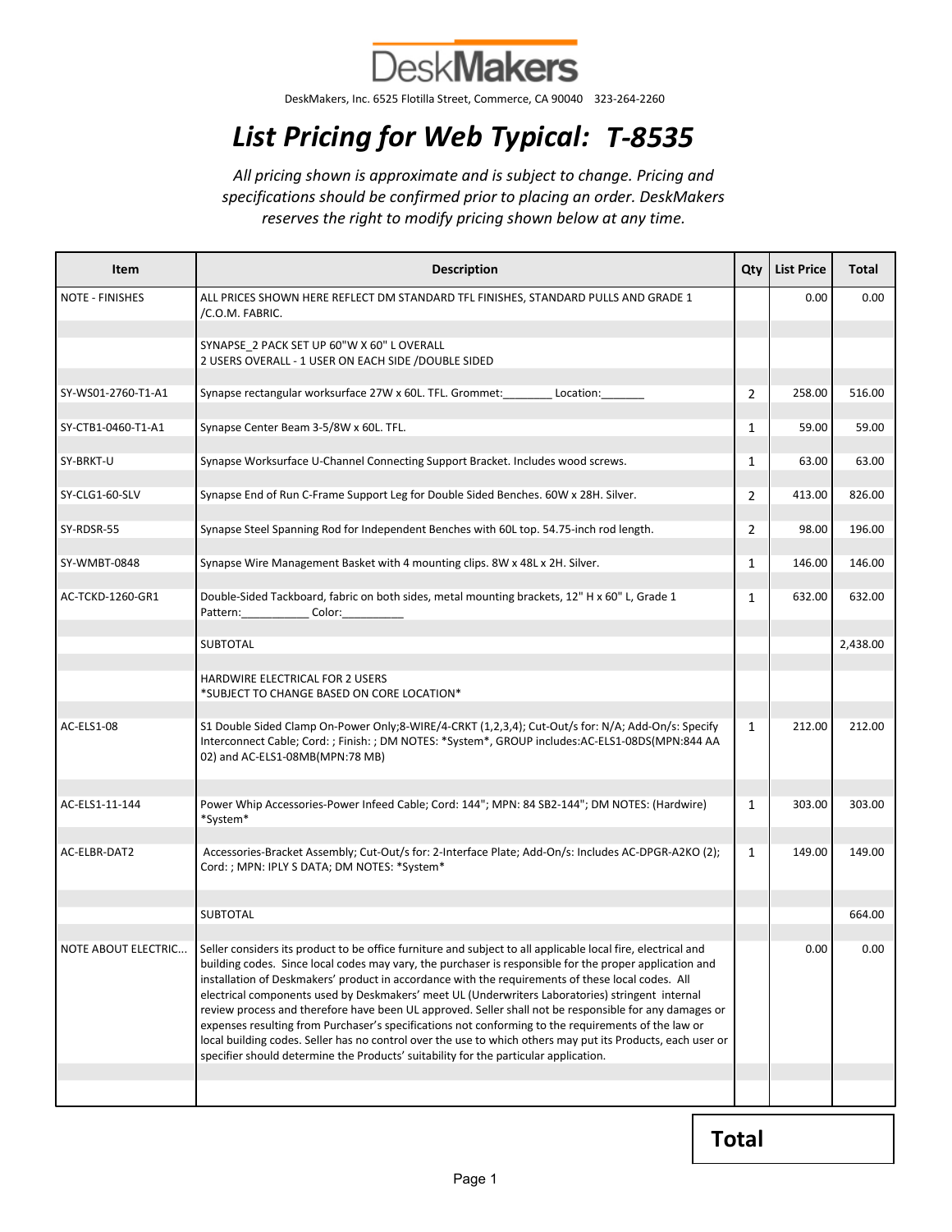DeskMakers

DeskMakers, Inc. 6525 Flotilla Street, Commerce, CA 90040 323-264-2260

# List Pricing for Web Typical: T-8535

*All pricing shown is approximate and is subject to change. Pricing and specifications should be confirmed prior to placing an order. DeskMakers reserves the right to modify pricing shown below at any time.*

| Item | Description | Qty | List Price | Total |
|---|---|---|---|---|
| NOTE - FINISHES | ALL PRICES SHOWN HERE REFLECT DM STANDARD TFL FINISHES, STANDARD PULLS AND GRADE 1 /C.O.M. FABRIC. | | 0.00 | 0.00 |
| | SYNAPSE_2 PACK SET UP 60"W X 60" L OVERALL<br>2 USERS OVERALL - 1 USER ON EACH SIDE /DOUBLE SIDED | | | |
| SY-WS01-2760-T1-A1 | Synapse rectangular worksurface 27W x 60L. TFL. Grommet:________ Location:_______ | 2 | 258.00 | 516.00 |
| SY-CTB1-0460-T1-A1 | Synapse Center Beam 3-5/8W x 60L. TFL. | 1 | 59.00 | 59.00 |
| SY-BRKT-U | Synapse Worksurface U-Channel Connecting Support Bracket. Includes wood screws. | 1 | 63.00 | 63.00 |
| SY-CLG1-60-SLV | Synapse End of Run C-Frame Support Leg for Double Sided Benches. 60W x 28H. Silver. | 2 | 413.00 | 826.00 |
| SY-RDSR-55 | Synapse Steel Spanning Rod for Independent Benches with 60L top. 54.75-inch rod length. | 2 | 98.00 | 196.00 |
| SY-WMBT-0848 | Synapse Wire Management Basket with 4 mounting clips. 8W x 48L x 2H. Silver. | 1 | 146.00 | 146.00 |
| AC-TCKD-1260-GR1 | Double-Sided Tackboard, fabric on both sides, metal mounting brackets, 12" H x 60" L, Grade 1 Pattern:___________ Color:__________ | 1 | 632.00 | 632.00 |
| | SUBTOTAL | | | 2,438.00 |
| | HARDWIRE ELECTRICAL FOR 2 USERS<br>*SUBJECT TO CHANGE BASED ON CORE LOCATION* | | | |
| AC-ELS1-08 | S1 Double Sided Clamp On-Power Only;8-WIRE/4-CRKT (1,2,3,4); Cut-Out/s for: N/A; Add-On/s: Specify Interconnect Cable; Cord: ; Finish: ; DM NOTES: *System*, GROUP includes:AC-ELS1-08DS(MPN:844 AA 02) and AC-ELS1-08MB(MPN:78 MB) | 1 | 212.00 | 212.00 |
| AC-ELS1-11-144 | Power Whip Accessories-Power Infeed Cable; Cord: 144"; MPN: 84 SB2-144"; DM NOTES: (Hardwire) *System* | 1 | 303.00 | 303.00 |
| AC-ELBR-DAT2 | Accessories-Bracket Assembly; Cut-Out/s for: 2-Interface Plate; Add-On/s: Includes AC-DPGR-A2KO (2); Cord: ; MPN: IPLY S DATA; DM NOTES: *System* | 1 | 149.00 | 149.00 |
| | SUBTOTAL | | | 664.00 |
| NOTE ABOUT ELECTRIC... | Seller considers its product to be office furniture and subject to all applicable local fire, electrical and building codes. Since local codes may vary, the purchaser is responsible for the proper application and installation of Deskmakers' product in accordance with the requirements of these local codes. All electrical components used by Deskmakers' meet UL (Underwriters Laboratories) stringent internal review process and therefore have been UL approved. Seller shall not be responsible for any damages or expenses resulting from Purchaser's specifications not conforming to the requirements of the law or local building codes. Seller has no control over the use to which others may put its Products, each user or specifier should determine the Products' suitability for the particular application. | | 0.00 | 0.00 |

**Total**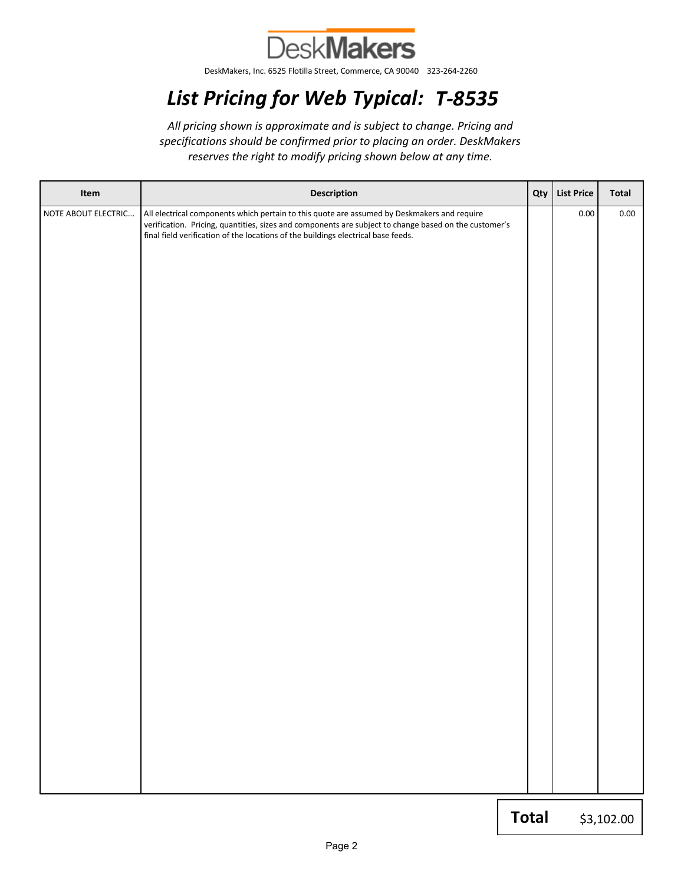DeskMakers, Inc. 6525 Flotilla Street, Commerce, CA 90040 323-264-2260

# *List Pricing for Web Typical: T-8535*

*All pricing shown is approximate and is subject to change. Pricing and specifications should be confirmed prior to placing an order. DeskMakers reserves the right to modify pricing shown below at any time.*

| Item | Description | Qty | List Price | Total |
|---|---|---|---|---|
| NOTE ABOUT ELECTRIC... | All electrical components which pertain to this quote are assumed by Deskmakers and require verification. Pricing, quantities, sizes and components are subject to change based on the customer's final field verification of the locations of the buildings electrical base feeds. | | 0.00 | 0.00 |

**Total** $3,102.00